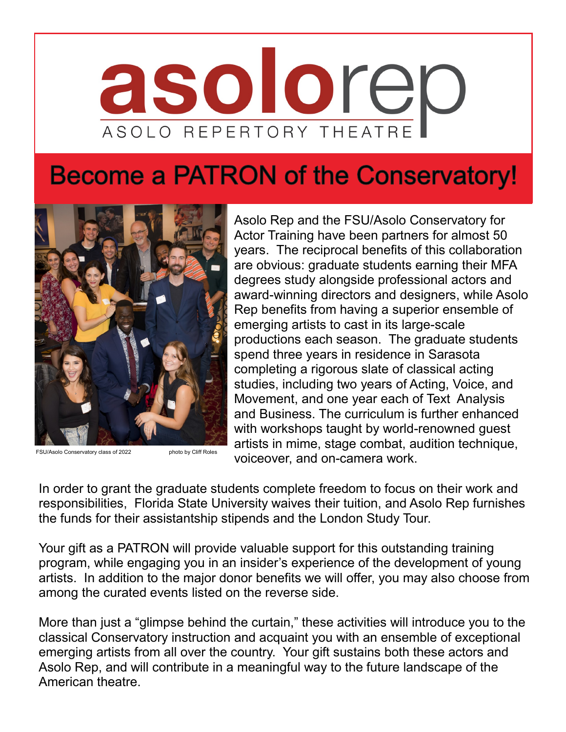# asolorep

ASOLO REPERTORY THEATRE

## Become a PATRON of the Conservatory!

FSU/Asolo Conservatory class of 2022 photo by Cliff Roles

Asolo Rep and the FSU/Asolo Conservatory for Actor Training have been partners for almost 50 years. The reciprocal benefits of this collaboration are obvious: graduate students earning their MFA degrees study alongside professional actors and award-winning directors and designers, while Asolo Rep benefits from having a superior ensemble of emerging artists to cast in its large-scale productions each season. The graduate students spend three years in residence in Sarasota completing a rigorous slate of classical acting studies, including two years of Acting, Voice, and Movement, and one year each of Text Analysis and Business. The curriculum is further enhanced with workshops taught by world-renowned guest artists in mime, stage combat, audition technique, voiceover, and on-camera work.

In order to grant the graduate students complete freedom to focus on their work and responsibilities, Florida State University waives their tuition, and Asolo Rep furnishes the funds for their assistantship stipends and the London Study Tour.

Your gift as a PATRON will provide valuable support for this outstanding training program, while engaging you in an insider's experience of the development of young artists. In addition to the major donor benefits we will offer, you may also choose from among the curated events listed on the reverse side.

More than just a "glimpse behind the curtain," these activities will introduce you to the classical Conservatory instruction and acquaint you with an ensemble of exceptional emerging artists from all over the country. Your gift sustains both these actors and Asolo Rep, and will contribute in a meaningful way to the future landscape of the American theatre.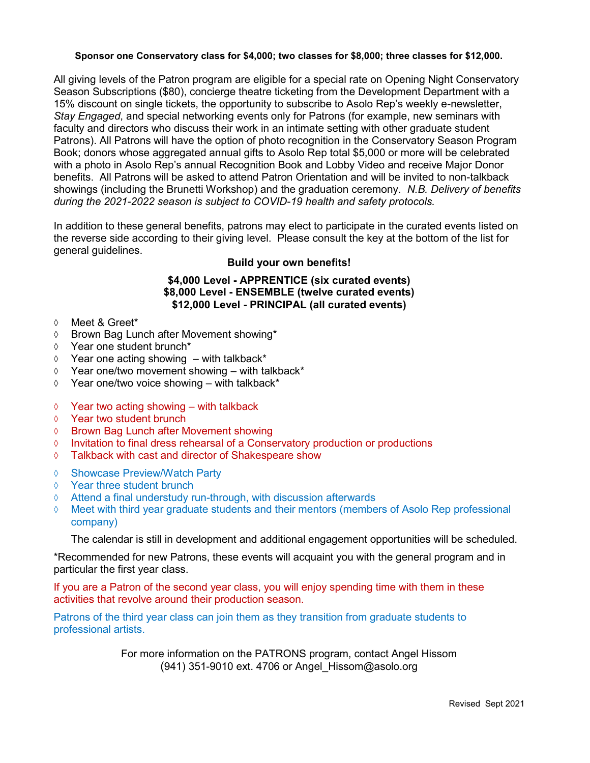**Sponsor one Conservatory class for $4,000; two classes for $8,000; three classes for $12,000.**

All giving levels of the Patron program are eligible for a special rate on Opening Night Conservatory Season Subscriptions ($80), concierge theatre ticketing from the Development Department with a 15% discount on single tickets, the opportunity to subscribe to Asolo Rep's weekly e-newsletter, *Stay Engaged*, and special networking events only for Patrons (for example, new seminars with faculty and directors who discuss their work in an intimate setting with other graduate student Patrons). All Patrons will have the option of photo recognition in the Conservatory Season Program Book; donors whose aggregated annual gifts to Asolo Rep total $5,000 or more will be celebrated with a photo in Asolo Rep's annual Recognition Book and Lobby Video and receive Major Donor benefits. All Patrons will be asked to attend Patron Orientation and will be invited to non-talkback showings (including the Brunetti Workshop) and the graduation ceremony. *N.B. Delivery of benefits during the 2021-2022 season is subject to COVID-19 health and safety protocols.*

In addition to these general benefits, patrons may elect to participate in the curated events listed on the reverse side according to their giving level. Please consult the key at the bottom of the list for general guidelines.

**Build your own benefits!**

**$4,000 Level - APPRENTICE (six curated events)**
**$8,000 Level - ENSEMBLE (twelve curated events)**
**$12,000 Level - PRINCIPAL (all curated events)**

- Meet & Greet*
- Brown Bag Lunch after Movement showing*
- Year one student brunch*
- Year one acting showing – with talkback*
- Year one/two movement showing – with talkback*
- Year one/two voice showing – with talkback*

- Year two acting showing – with talkback
- Year two student brunch
- Brown Bag Lunch after Movement showing
- Invitation to final dress rehearsal of a Conservatory production or productions
- Talkback with cast and director of Shakespeare show

- Showcase Preview/Watch Party
- Year three student brunch
- Attend a final understudy run-through, with discussion afterwards
- Meet with third year graduate students and their mentors (members of Asolo Rep professional company)

The calendar is still in development and additional engagement opportunities will be scheduled.

*Recommended for new Patrons, these events will acquaint you with the general program and in particular the first year class.

If you are a Patron of the second year class, you will enjoy spending time with them in these activities that revolve around their production season.

Patrons of the third year class can join them as they transition from graduate students to professional artists.

For more information on the PATRONS program, contact Angel Hissom
(941) 351-9010 ext. 4706 or Angel_Hissom@asolo.org

Revised Sept 2021